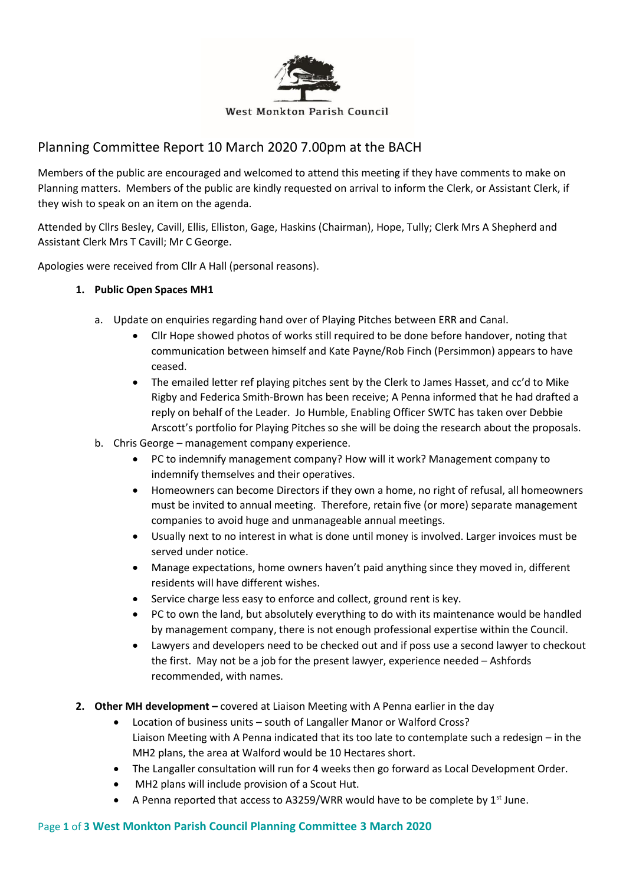West Monkton Parish Council

# Planning Committee Report 10 March 2020 7.00pm at the BACH

Members of the public are encouraged and welcomed to attend this meeting if they have comments to make on Planning matters. Members of the public are kindly requested on arrival to inform the Clerk, or Assistant Clerk, if they wish to speak on an item on the agenda.

Attended by Cllrs Besley, Cavill, Ellis, Elliston, Gage, Haskins (Chairman), Hope, Tully; Clerk Mrs A Shepherd and Assistant Clerk Mrs T Cavill; Mr C George.

Apologies were received from Cllr A Hall (personal reasons).

1. **Public Open Spaces MH1**

   a. Update on enquiries regarding hand over of Playing Pitches between ERR and Canal.
      - Cllr Hope showed photos of works still required to be done before handover, noting that communication between himself and Kate Payne/Rob Finch (Persimmon) appears to have ceased.
      - The emailed letter ref playing pitches sent by the Clerk to James Hasset, and cc'd to Mike Rigby and Federica Smith-Brown has been receive; A Penna informed that he had drafted a reply on behalf of the Leader. Jo Humble, Enabling Officer SWTC has taken over Debbie Arscott's portfolio for Playing Pitches so she will be doing the research about the proposals.

   b. Chris George – management company experience.
      - PC to indemnify management company? How will it work? Management company to indemnify themselves and their operatives.
      - Homeowners can become Directors if they own a home, no right of refusal, all homeowners must be invited to annual meeting. Therefore, retain five (or more) separate management companies to avoid huge and unmanageable annual meetings.
      - Usually next to no interest in what is done until money is involved. Larger invoices must be served under notice.
      - Manage expectations, home owners haven't paid anything since they moved in, different residents will have different wishes.
      - Service charge less easy to enforce and collect, ground rent is key.
      - PC to own the land, but absolutely everything to do with its maintenance would be handled by management company, there is not enough professional expertise within the Council.
      - Lawyers and developers need to be checked out and if poss use a second lawyer to checkout the first. May not be a job for the present lawyer, experience needed – Ashfords recommended, with names.

2. **Other MH development –** covered at Liaison Meeting with A Penna earlier in the day
   - Location of business units – south of Langaller Manor or Walford Cross?  
     Liaison Meeting with A Penna indicated that its too late to contemplate such a redesign – in the MH2 plans, the area at Walford would be 10 Hectares short.
   - The Langaller consultation will run for 4 weeks then go forward as Local Development Order.
   - MH2 plans will include provision of a Scout Hut.
   - A Penna reported that access to A3259/WRR would have to be complete by 1st June.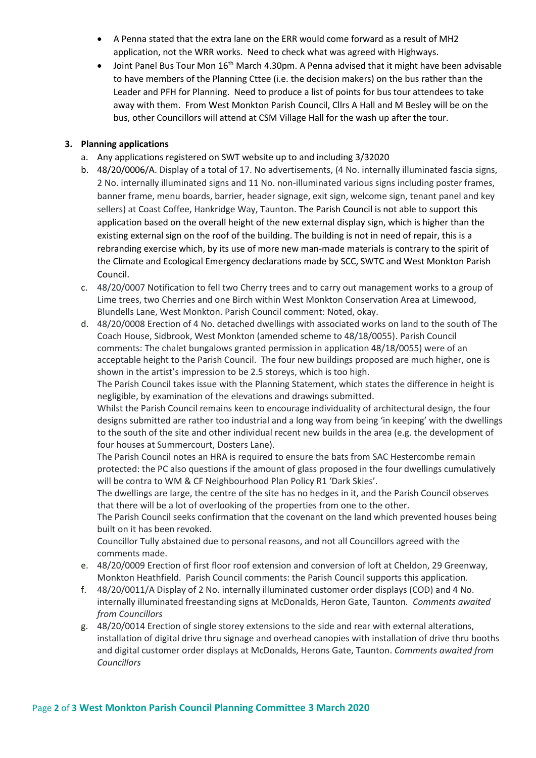- A Penna stated that the extra lane on the ERR would come forward as a result of MH2 application, not the WRR works. Need to check what was agreed with Highways.
- Joint Panel Bus Tour Mon 16th March 4.30pm. A Penna advised that it might have been advisable to have members of the Planning Cttee (i.e. the decision makers) on the bus rather than the Leader and PFH for Planning. Need to produce a list of points for bus tour attendees to take away with them. From West Monkton Parish Council, Cllrs A Hall and M Besley will be on the bus, other Councillors will attend at CSM Village Hall for the wash up after the tour.

**3. Planning applications**

a. Any applications registered on SWT website up to and including 3/32020

b. 48/20/0006/A. Display of a total of 17. No advertisements, (4 No. internally illuminated fascia signs, 2 No. internally illuminated signs and 11 No. non-illuminated various signs including poster frames, banner frame, menu boards, barrier, header signage, exit sign, welcome sign, tenant panel and key sellers) at Coast Coffee, Hankridge Way, Taunton. The Parish Council is not able to support this application based on the overall height of the new external display sign, which is higher than the existing external sign on the roof of the building. The building is not in need of repair, this is a rebranding exercise which, by its use of more new man-made materials is contrary to the spirit of the Climate and Ecological Emergency declarations made by SCC, SWTC and West Monkton Parish Council.

c. 48/20/0007 Notification to fell two Cherry trees and to carry out management works to a group of Lime trees, two Cherries and one Birch within West Monkton Conservation Area at Limewood, Blundells Lane, West Monkton. Parish Council comment: Noted, okay.

d. 48/20/0008 Erection of 4 No. detached dwellings with associated works on land to the south of The Coach House, Sidbrook, West Monkton (amended scheme to 48/18/0055). Parish Council comments: The chalet bungalows granted permission in application 48/18/0055) were of an acceptable height to the Parish Council. The four new buildings proposed are much higher, one is shown in the artist's impression to be 2.5 storeys, which is too high.
The Parish Council takes issue with the Planning Statement, which states the difference in height is negligible, by examination of the elevations and drawings submitted.
Whilst the Parish Council remains keen to encourage individuality of architectural design, the four designs submitted are rather too industrial and a long way from being 'in keeping' with the dwellings to the south of the site and other individual recent new builds in the area (e.g. the development of four houses at Summercourt, Dosters Lane).
The Parish Council notes an HRA is required to ensure the bats from SAC Hestercombe remain protected: the PC also questions if the amount of glass proposed in the four dwellings cumulatively will be contra to WM & CF Neighbourhood Plan Policy R1 'Dark Skies'.
The dwellings are large, the centre of the site has no hedges in it, and the Parish Council observes that there will be a lot of overlooking of the properties from one to the other.
The Parish Council seeks confirmation that the covenant on the land which prevented houses being built on it has been revoked.
Councillor Tully abstained due to personal reasons, and not all Councillors agreed with the comments made.

e. 48/20/0009 Erection of first floor roof extension and conversion of loft at Cheldon, 29 Greenway, Monkton Heathfield. Parish Council comments: the Parish Council supports this application.

f. 48/20/0011/A Display of 2 No. internally illuminated customer order displays (COD) and 4 No. internally illuminated freestanding signs at McDonalds, Heron Gate, Taunton. *Comments awaited from Councillors*

g. 48/20/0014 Erection of single storey extensions to the side and rear with external alterations, installation of digital drive thru signage and overhead canopies with installation of drive thru booths and digital customer order displays at McDonalds, Herons Gate, Taunton. *Comments awaited from Councillors*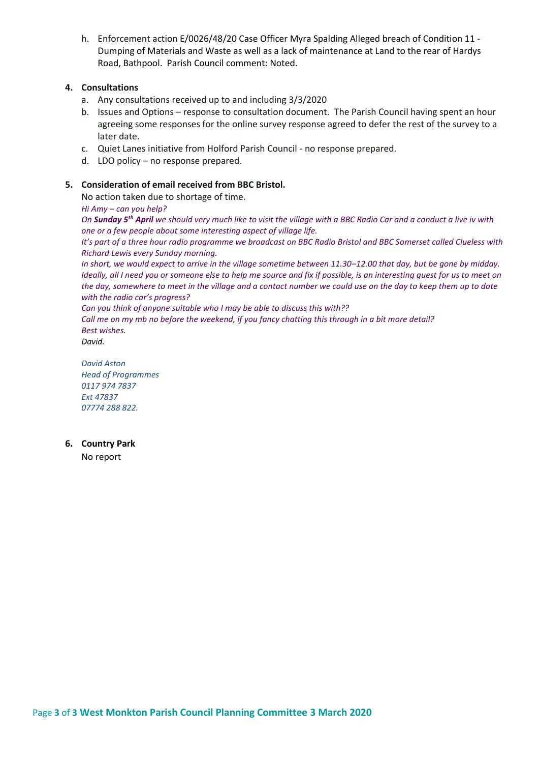h. Enforcement action E/0026/48/20 Case Officer Myra Spalding Alleged breach of Condition 11 - Dumping of Materials and Waste as well as a lack of maintenance at Land to the rear of Hardys Road, Bathpool. Parish Council comment: Noted.

4. **Consultations**
   a. Any consultations received up to and including 3/3/2020
   b. Issues and Options – response to consultation document. The Parish Council having spent an hour agreeing some responses for the online survey response agreed to defer the rest of the survey to a later date.
   c. Quiet Lanes initiative from Holford Parish Council - no response prepared.
   d. LDO policy – no response prepared.

5. **Consideration of email received from BBC Bristol.**

   No action taken due to shortage of time.

   *Hi Amy – can you help?*

   *On **Sunday 5th April** we should very much like to visit the village with a BBC Radio Car and a conduct a live iv with one or a few people about some interesting aspect of village life.*

   *It's part of a three hour radio programme we broadcast on BBC Radio Bristol and BBC Somerset called Clueless with Richard Lewis every Sunday morning.*

   *In short, we would expect to arrive in the village sometime between 11.30–12.00 that day, but be gone by midday. Ideally, all I need you or someone else to help me source and fix if possible, is an interesting guest for us to meet on the day, somewhere to meet in the village and a contact number we could use on the day to keep them up to date with the radio car's progress?*

   *Can you think of anyone suitable who I may be able to discuss this with??*

   *Call me on my mb no before the weekend, if you fancy chatting this through in a bit more detail?*

   *Best wishes.*

   *David.*

   *David Aston*
   *Head of Programmes*
   *0117 974 7837*
   *Ext 47837*
   *07774 288 822.*

6. **Country Park**

   No report